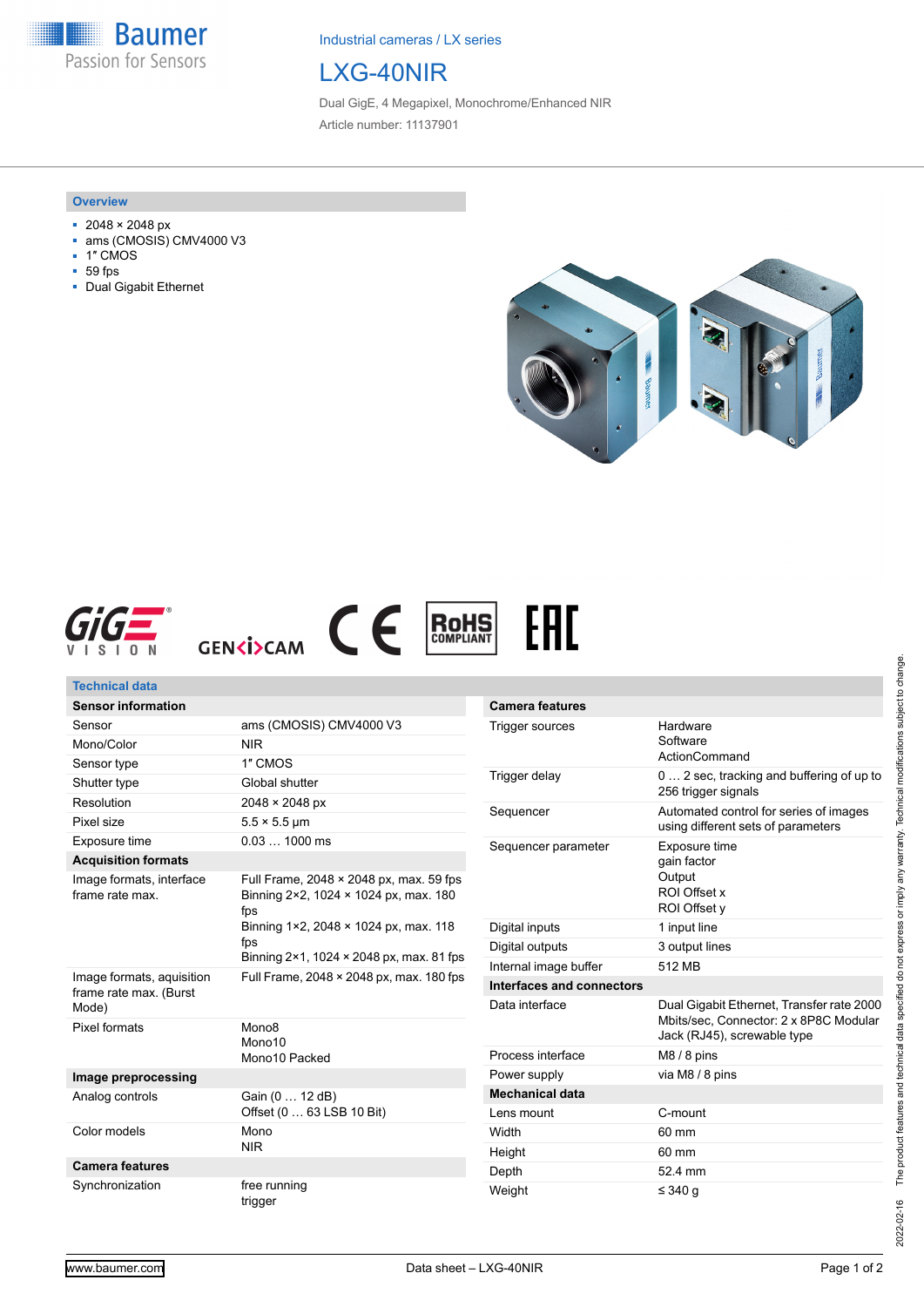Industrial cameras / LX series

# LXG-40NIR

Dual GigE, 4 Megapixel, Monochrome/Enhanced NIR

Article number: 11137901

## Overview

- 2048 × 2048 px
- ams (CMOSIS) CMV4000 V3
- 1″ CMOS
- 59 fps
- Dual Gigabit Ethernet

## Technical data

| **Sensor information** | |
|---|---|
| Sensor | ams (CMOSIS) CMV4000 V3 |
| Mono/Color | NIR |
| Sensor type | 1″ CMOS |
| Shutter type | Global shutter |
| Resolution | 2048 × 2048 px |
| Pixel size | 5.5 × 5.5 µm |
| Exposure time | 0.03 … 1000 ms |
| **Acquisition formats** | |
| Image formats, interface frame rate max. | Full Frame, 2048 × 2048 px, max. 59 fps<br>Binning 2×2, 1024 × 1024 px, max. 180 fps<br>Binning 1×2, 2048 × 1024 px, max. 118 fps<br>Binning 2×1, 1024 × 2048 px, max. 81 fps |
| Image formats, aquisition frame rate max. (Burst Mode) | Full Frame, 2048 × 2048 px, max. 180 fps |
| Pixel formats | Mono8<br>Mono10<br>Mono10 Packed |
| **Image preprocessing** | |
| Analog controls | Gain (0 … 12 dB)<br>Offset (0 … 63 LSB 10 Bit) |
| Color models | Mono<br>NIR |
| **Camera features** | |
| Synchronization | free running<br>trigger |
| Trigger sources | Hardware<br>Software<br>ActionCommand |
| Trigger delay | 0 … 2 sec, tracking and buffering of up to 256 trigger signals |
| Sequencer | Automated control for series of images using different sets of parameters |
| Sequencer parameter | Exposure time<br>gain factor<br>Output<br>ROI Offset x<br>ROI Offset y |
| Digital inputs | 1 input line |
| Digital outputs | 3 output lines |
| Internal image buffer | 512 MB |
| **Interfaces and connectors** | |
| Data interface | Dual Gigabit Ethernet, Transfer rate 2000 Mbits/sec, Connector: 2 x 8P8C Modular Jack (RJ45), screwable type |
| Process interface | M8 / 8 pins |
| Power supply | via M8 / 8 pins |
| **Mechanical data** | |
| Lens mount | C-mount |
| Width | 60 mm |
| Height | 60 mm |
| Depth | 52.4 mm |
| Weight | ≤ 340 g |

2022-02-16 The product features and technical data specified do not express or imply any warranty. Technical modifications subject to change.

www.baumer.com

Data sheet – LXG-40NIR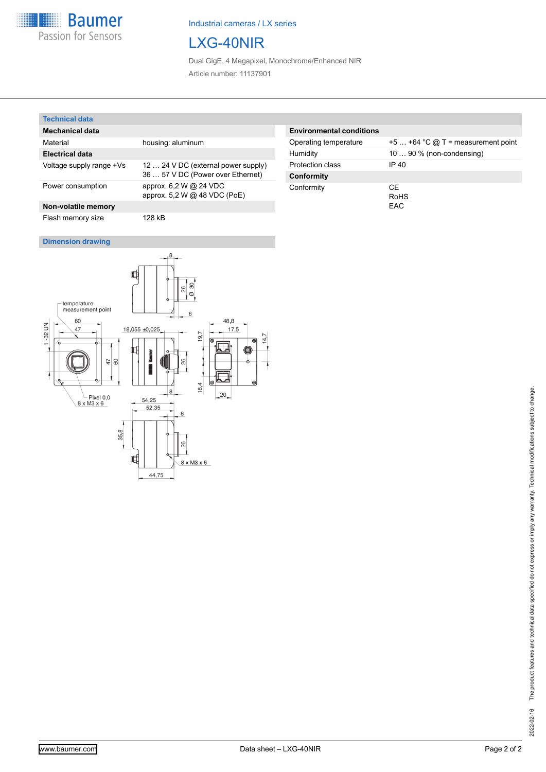Industrial cameras / LX series

# LXG-40NIR

Dual GigE, 4 Megapixel, Monochrome/Enhanced NIR

Article number: 11137901

## Technical data

| | |
|---|---|
| **Mechanical data** | |
| Material | housing: aluminum |
| **Electrical data** | |
| Voltage supply range +Vs | 12 … 24 V DC (external power supply)<br>36 … 57 V DC (Power over Ethernet) |
| Power consumption | approx. 6,2 W @ 24 VDC<br>approx. 5,2 W @ 48 VDC (PoE) |
| **Non-volatile memory** | |
| Flash memory size | 128 kB |

| | |
|---|---|
| **Environmental conditions** | |
| Operating temperature | +5 … +64 °C @ T = measurement point |
| Humidity | 10 … 90 % (non-condensing) |
| Protection class | IP 40 |
| **Conformity** | |
| Conformity | CE<br>RoHS<br>EAC |

## Dimension drawing

temperature measurement point
60
47
1"-32 UN
47
60
Pixel 0,0
8 x M3 x 6
8
26
Ø 30
6
18,055 ±0,025
26
8
48,8
17,5
19,7
14,7
18,4
20
54,25
52,35
8
35,8
26
8 x M3 x 6
44,75

The product features and technical data specified do not express or imply any warranty. Technical modifications subject to change.

2022-02-16